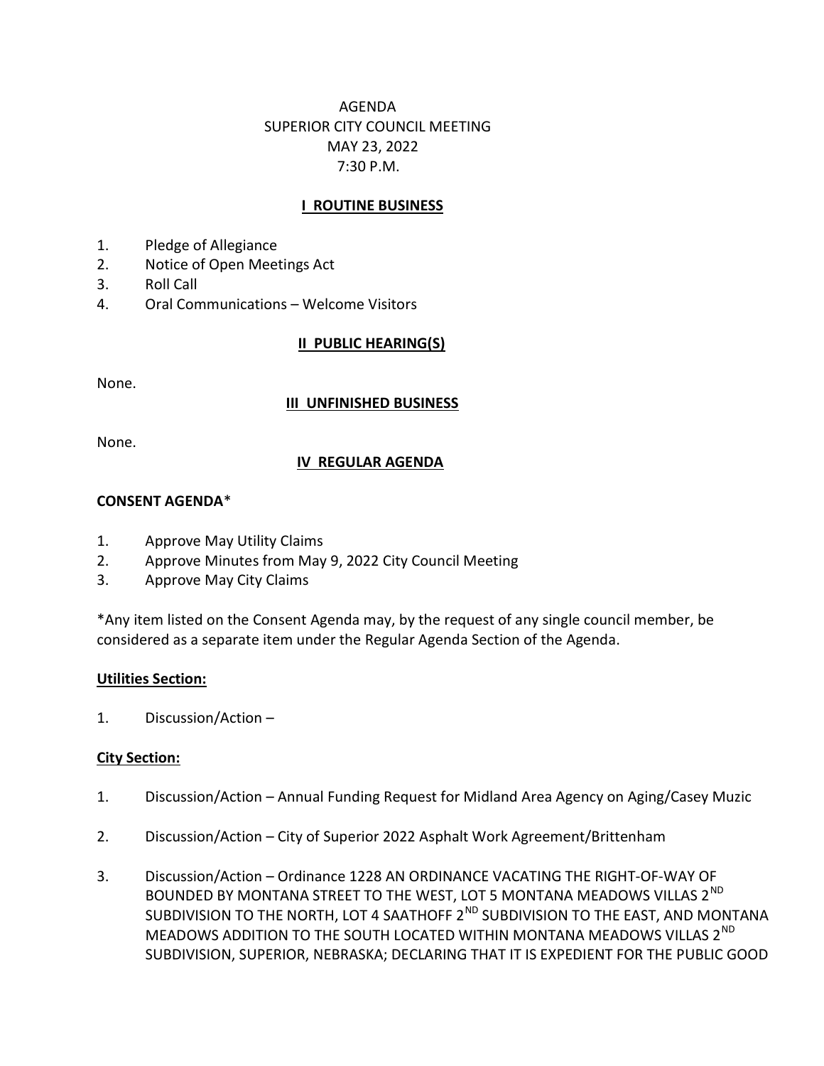# AGENDA
# SUPERIOR CITY COUNCIL MEETING
# MAY 23, 2022
# 7:30 P.M.

## I ROUTINE BUSINESS

1. Pledge of Allegiance
2. Notice of Open Meetings Act
3. Roll Call
4. Oral Communications – Welcome Visitors

## II PUBLIC HEARING(S)

None.

## III UNFINISHED BUSINESS

None.

## IV REGULAR AGENDA

**CONSENT AGENDA***

1. Approve May Utility Claims
2. Approve Minutes from May 9, 2022 City Council Meeting
3. Approve May City Claims

*Any item listed on the Consent Agenda may, by the request of any single council member, be considered as a separate item under the Regular Agenda Section of the Agenda.

**Utilities Section:**

1. Discussion/Action –

**City Section:**

1. Discussion/Action – Annual Funding Request for Midland Area Agency on Aging/Casey Muzic

2. Discussion/Action – City of Superior 2022 Asphalt Work Agreement/Brittenham

3. Discussion/Action – Ordinance 1228 AN ORDINANCE VACATING THE RIGHT-OF-WAY OF BOUNDED BY MONTANA STREET TO THE WEST, LOT 5 MONTANA MEADOWS VILLAS 2ND SUBDIVISION TO THE NORTH, LOT 4 SAATHOFF 2ND SUBDIVISION TO THE EAST, AND MONTANA MEADOWS ADDITION TO THE SOUTH LOCATED WITHIN MONTANA MEADOWS VILLAS 2ND SUBDIVISION, SUPERIOR, NEBRASKA; DECLARING THAT IT IS EXPEDIENT FOR THE PUBLIC GOOD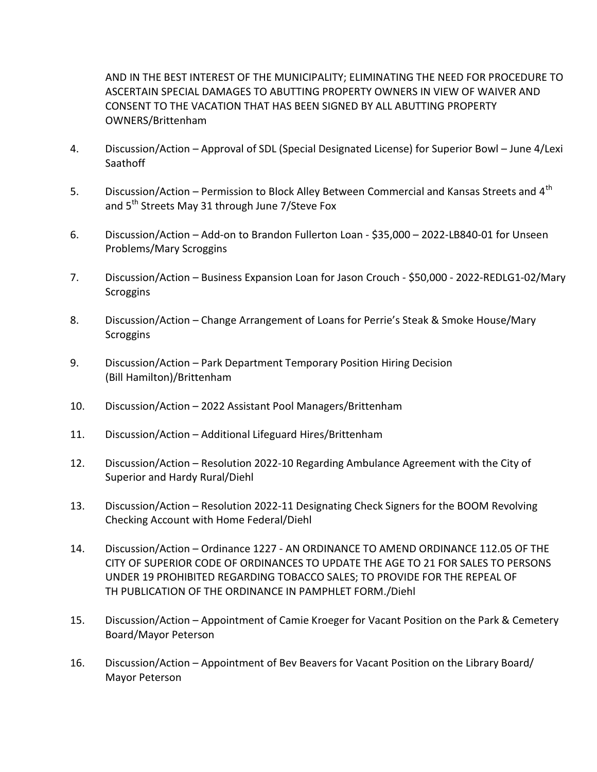AND IN THE BEST INTEREST OF THE MUNICIPALITY; ELIMINATING THE NEED FOR PROCEDURE TO ASCERTAIN SPECIAL DAMAGES TO ABUTTING PROPERTY OWNERS IN VIEW OF WAIVER AND CONSENT TO THE VACATION THAT HAS BEEN SIGNED BY ALL ABUTTING PROPERTY OWNERS/Brittenham

4. Discussion/Action – Approval of SDL (Special Designated License) for Superior Bowl – June 4/Lexi Saathoff

5. Discussion/Action – Permission to Block Alley Between Commercial and Kansas Streets and 4th and 5th Streets May 31 through June 7/Steve Fox

6. Discussion/Action – Add-on to Brandon Fullerton Loan - $35,000 – 2022-LB840-01 for Unseen Problems/Mary Scroggins

7. Discussion/Action – Business Expansion Loan for Jason Crouch - $50,000 - 2022-REDLG1-02/Mary Scroggins

8. Discussion/Action – Change Arrangement of Loans for Perrie's Steak & Smoke House/Mary Scroggins

9. Discussion/Action – Park Department Temporary Position Hiring Decision (Bill Hamilton)/Brittenham

10. Discussion/Action – 2022 Assistant Pool Managers/Brittenham

11. Discussion/Action – Additional Lifeguard Hires/Brittenham

12. Discussion/Action – Resolution 2022-10 Regarding Ambulance Agreement with the City of Superior and Hardy Rural/Diehl

13. Discussion/Action – Resolution 2022-11 Designating Check Signers for the BOOM Revolving Checking Account with Home Federal/Diehl

14. Discussion/Action – Ordinance 1227 - AN ORDINANCE TO AMEND ORDINANCE 112.05 OF THE CITY OF SUPERIOR CODE OF ORDINANCES TO UPDATE THE AGE TO 21 FOR SALES TO PERSONS UNDER 19 PROHIBITED REGARDING TOBACCO SALES; TO PROVIDE FOR THE REPEAL OF TH PUBLICATION OF THE ORDINANCE IN PAMPHLET FORM./Diehl

15. Discussion/Action – Appointment of Camie Kroeger for Vacant Position on the Park & Cemetery Board/Mayor Peterson

16. Discussion/Action – Appointment of Bev Beavers for Vacant Position on the Library Board/ Mayor Peterson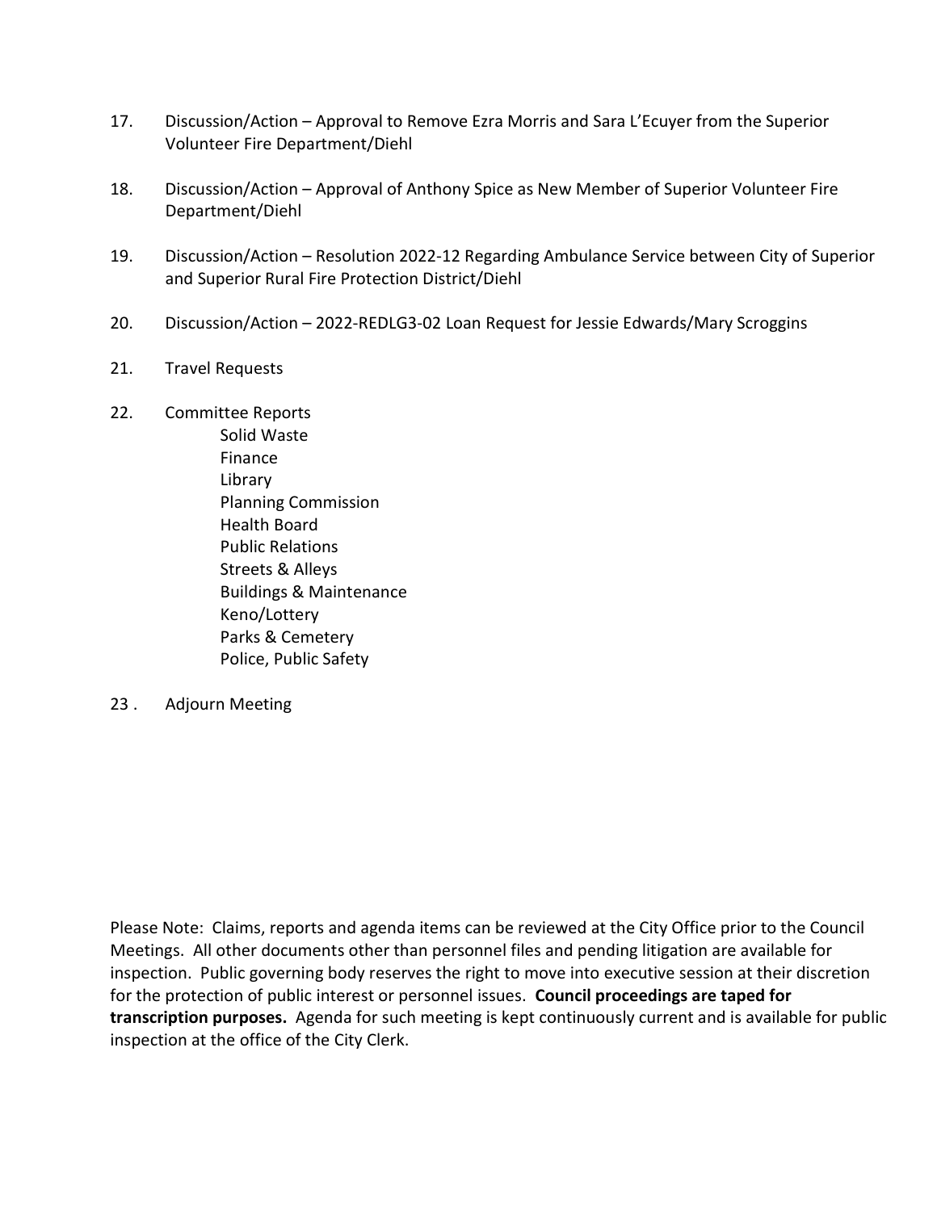17. Discussion/Action – Approval to Remove Ezra Morris and Sara L'Ecuyer from the Superior Volunteer Fire Department/Diehl

18. Discussion/Action – Approval of Anthony Spice as New Member of Superior Volunteer Fire Department/Diehl

19. Discussion/Action – Resolution 2022-12 Regarding Ambulance Service between City of Superior and Superior Rural Fire Protection District/Diehl

20. Discussion/Action – 2022-REDLG3-02 Loan Request for Jessie Edwards/Mary Scroggins

21. Travel Requests

22. Committee Reports
    - Solid Waste
    - Finance
    - Library
    - Planning Commission
    - Health Board
    - Public Relations
    - Streets & Alleys
    - Buildings & Maintenance
    - Keno/Lottery
    - Parks & Cemetery
    - Police, Public Safety

23 . Adjourn Meeting

Please Note: Claims, reports and agenda items can be reviewed at the City Office prior to the Council Meetings. All other documents other than personnel files and pending litigation are available for inspection. Public governing body reserves the right to move into executive session at their discretion for the protection of public interest or personnel issues. **Council proceedings are taped for transcription purposes.** Agenda for such meeting is kept continuously current and is available for public inspection at the office of the City Clerk.